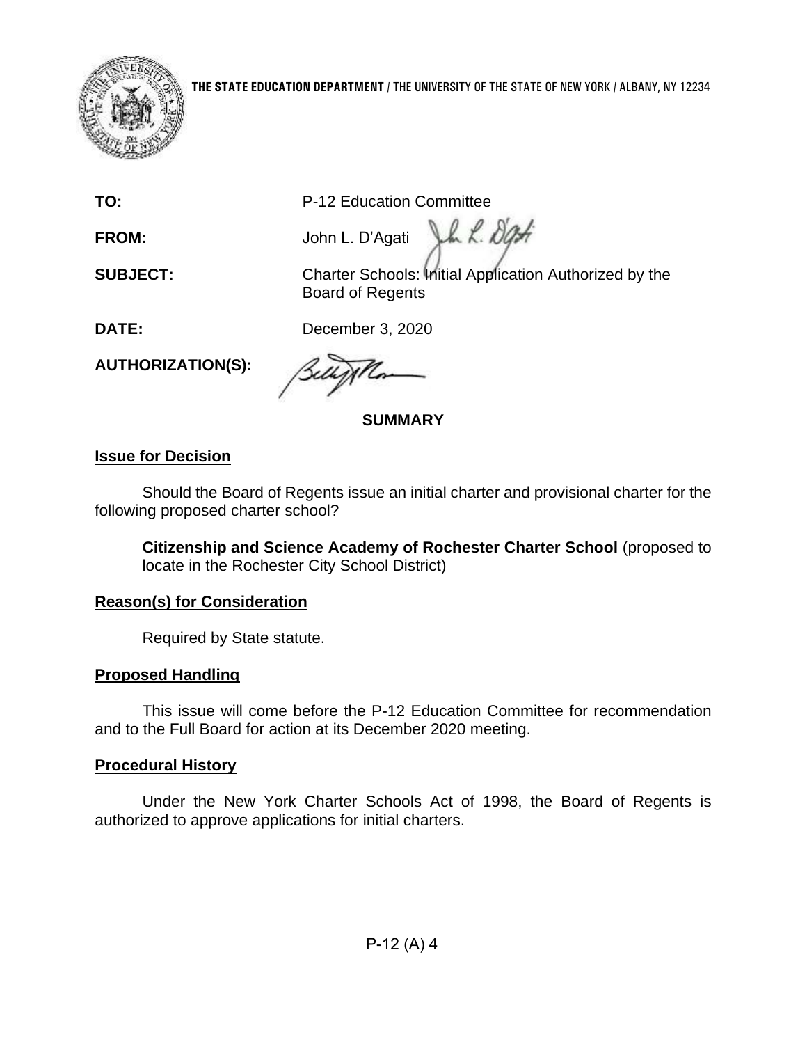**THE STATE EDUCATION DEPARTMENT** / THE UNIVERSITY OF THE STATE OF NEW YORK / ALBANY, NY 12234

**TO:** P-12 Education Committee

**FROM:** John L. D'Agati

**SUBJECT:** Charter Schools: Initial Application Authorized by the Board of Regents

**DATE:** December 3, 2020

**AUTHORIZATION(S):**

## SUMMARY

### Issue for Decision

Should the Board of Regents issue an initial charter and provisional charter for the following proposed charter school?

> **Citizenship and Science Academy of Rochester Charter School** (proposed to locate in the Rochester City School District)

### Reason(s) for Consideration

Required by State statute.

### Proposed Handling

This issue will come before the P-12 Education Committee for recommendation and to the Full Board for action at its December 2020 meeting.

### Procedural History

Under the New York Charter Schools Act of 1998, the Board of Regents is authorized to approve applications for initial charters.

P-12 (A) 4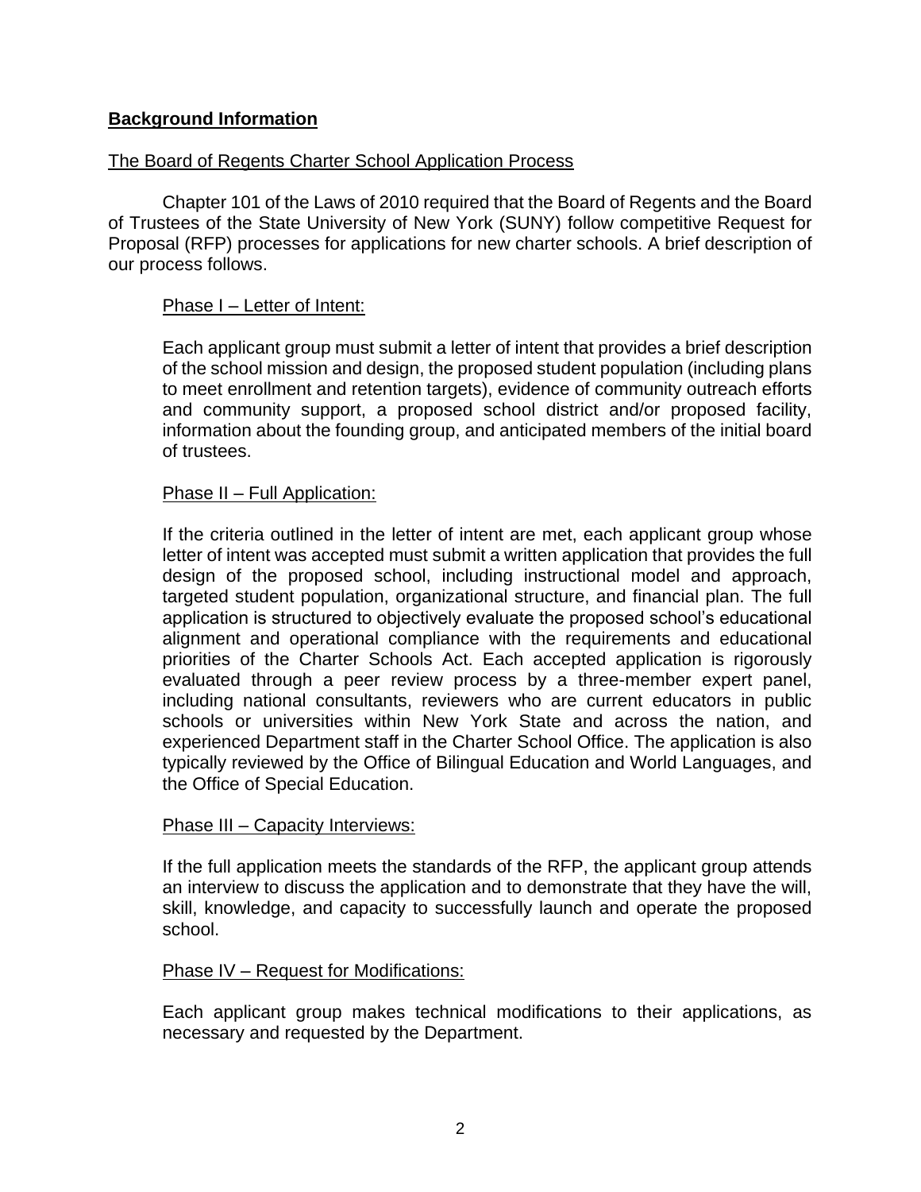## **Background Information**

The Board of Regents Charter School Application Process

Chapter 101 of the Laws of 2010 required that the Board of Regents and the Board of Trustees of the State University of New York (SUNY) follow competitive Request for Proposal (RFP) processes for applications for new charter schools. A brief description of our process follows.

Phase I – Letter of Intent:

Each applicant group must submit a letter of intent that provides a brief description of the school mission and design, the proposed student population (including plans to meet enrollment and retention targets), evidence of community outreach efforts and community support, a proposed school district and/or proposed facility, information about the founding group, and anticipated members of the initial board of trustees.

Phase II – Full Application:

If the criteria outlined in the letter of intent are met, each applicant group whose letter of intent was accepted must submit a written application that provides the full design of the proposed school, including instructional model and approach, targeted student population, organizational structure, and financial plan. The full application is structured to objectively evaluate the proposed school's educational alignment and operational compliance with the requirements and educational priorities of the Charter Schools Act. Each accepted application is rigorously evaluated through a peer review process by a three-member expert panel, including national consultants, reviewers who are current educators in public schools or universities within New York State and across the nation, and experienced Department staff in the Charter School Office. The application is also typically reviewed by the Office of Bilingual Education and World Languages, and the Office of Special Education.

Phase III – Capacity Interviews:

If the full application meets the standards of the RFP, the applicant group attends an interview to discuss the application and to demonstrate that they have the will, skill, knowledge, and capacity to successfully launch and operate the proposed school.

Phase IV – Request for Modifications:

Each applicant group makes technical modifications to their applications, as necessary and requested by the Department.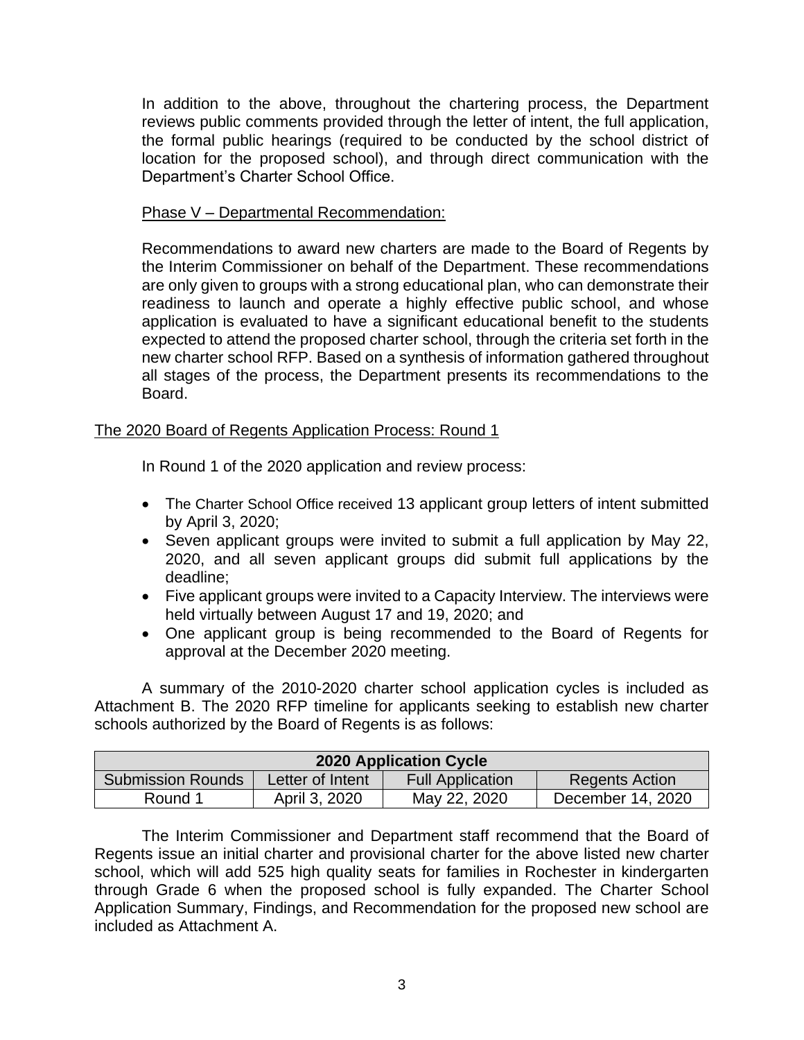In addition to the above, throughout the chartering process, the Department reviews public comments provided through the letter of intent, the full application, the formal public hearings (required to be conducted by the school district of location for the proposed school), and through direct communication with the Department's Charter School Office.

Phase V – Departmental Recommendation:

Recommendations to award new charters are made to the Board of Regents by the Interim Commissioner on behalf of the Department. These recommendations are only given to groups with a strong educational plan, who can demonstrate their readiness to launch and operate a highly effective public school, and whose application is evaluated to have a significant educational benefit to the students expected to attend the proposed charter school, through the criteria set forth in the new charter school RFP. Based on a synthesis of information gathered throughout all stages of the process, the Department presents its recommendations to the Board.

The 2020 Board of Regents Application Process: Round 1

In Round 1 of the 2020 application and review process:

- The Charter School Office received 13 applicant group letters of intent submitted by April 3, 2020;
- Seven applicant groups were invited to submit a full application by May 22, 2020, and all seven applicant groups did submit full applications by the deadline;
- Five applicant groups were invited to a Capacity Interview. The interviews were held virtually between August 17 and 19, 2020; and
- One applicant group is being recommended to the Board of Regents for approval at the December 2020 meeting.

A summary of the 2010-2020 charter school application cycles is included as Attachment B. The 2020 RFP timeline for applicants seeking to establish new charter schools authorized by the Board of Regents is as follows:

| **2020 Application Cycle** | | | |
|---|---|---|---|
| Submission Rounds | Letter of Intent | Full Application | Regents Action |
| Round 1 | April 3, 2020 | May 22, 2020 | December 14, 2020 |

The Interim Commissioner and Department staff recommend that the Board of Regents issue an initial charter and provisional charter for the above listed new charter school, which will add 525 high quality seats for families in Rochester in kindergarten through Grade 6 when the proposed school is fully expanded. The Charter School Application Summary, Findings, and Recommendation for the proposed new school are included as Attachment A.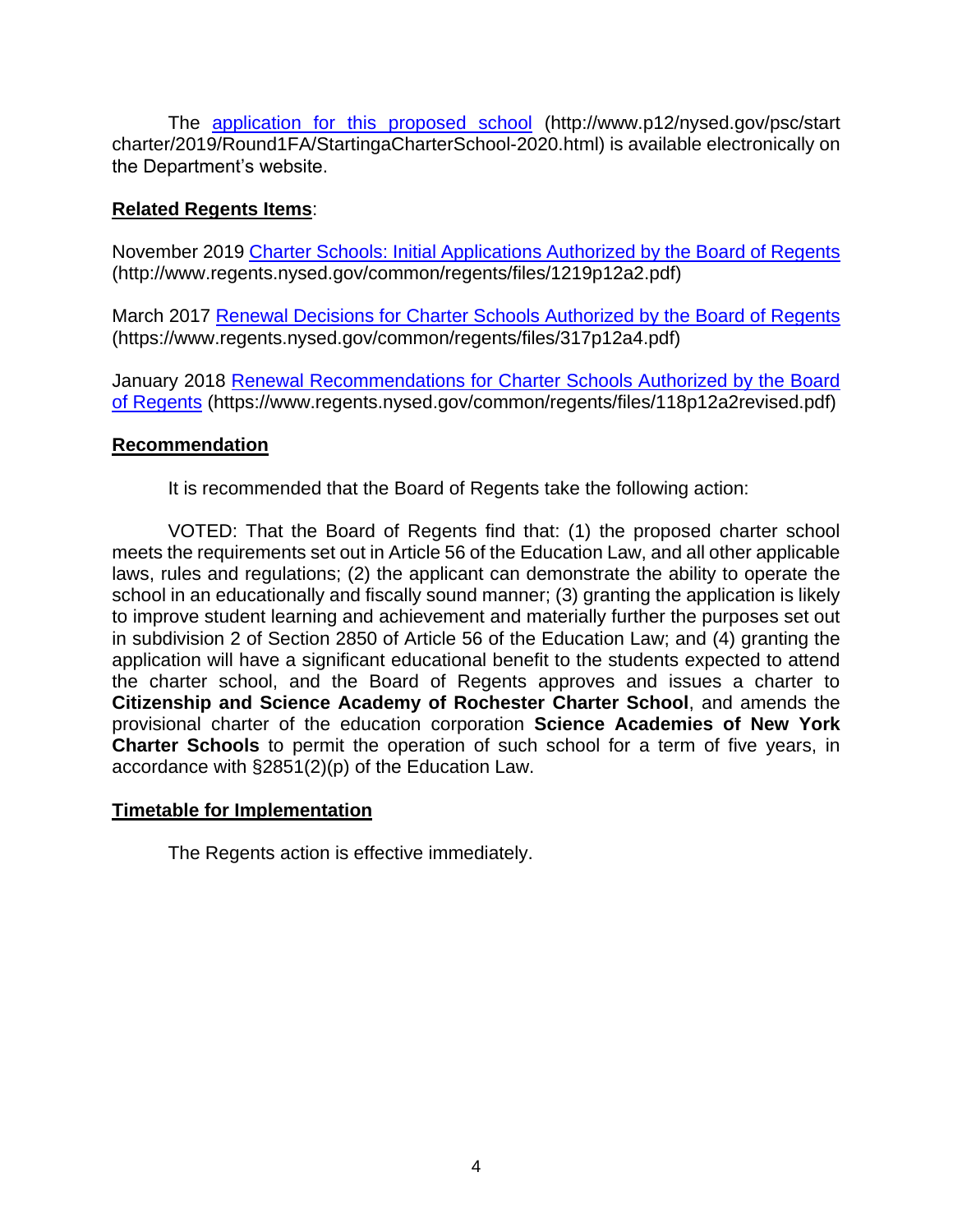The [application for this proposed school](http://www.p12/nysed.gov/psc/startcharter/2019/Round1FA/StartingaCharterSchool-2020.html) (http://www.p12/nysed.gov/psc/start charter/2019/Round1FA/StartingaCharterSchool-2020.html) is available electronically on the Department's website.

**Related Regents Items**:

November 2019 [Charter Schools: Initial Applications Authorized by the Board of Regents](http://www.regents.nysed.gov/common/regents/files/1219p12a2.pdf) (http://www.regents.nysed.gov/common/regents/files/1219p12a2.pdf)

March 2017 [Renewal Decisions for Charter Schools Authorized by the Board of Regents](https://www.regents.nysed.gov/common/regents/files/317p12a4.pdf) (https://www.regents.nysed.gov/common/regents/files/317p12a4.pdf)

January 2018 [Renewal Recommendations for Charter Schools Authorized by the Board of Regents](https://www.regents.nysed.gov/common/regents/files/118p12a2revised.pdf) (https://www.regents.nysed.gov/common/regents/files/118p12a2revised.pdf)

**Recommendation**

It is recommended that the Board of Regents take the following action:

VOTED: That the Board of Regents find that: (1) the proposed charter school meets the requirements set out in Article 56 of the Education Law, and all other applicable laws, rules and regulations; (2) the applicant can demonstrate the ability to operate the school in an educationally and fiscally sound manner; (3) granting the application is likely to improve student learning and achievement and materially further the purposes set out in subdivision 2 of Section 2850 of Article 56 of the Education Law; and (4) granting the application will have a significant educational benefit to the students expected to attend the charter school, and the Board of Regents approves and issues a charter to **Citizenship and Science Academy of Rochester Charter School**, and amends the provisional charter of the education corporation **Science Academies of New York Charter Schools** to permit the operation of such school for a term of five years, in accordance with §2851(2)(p) of the Education Law.

**Timetable for Implementation**

The Regents action is effective immediately.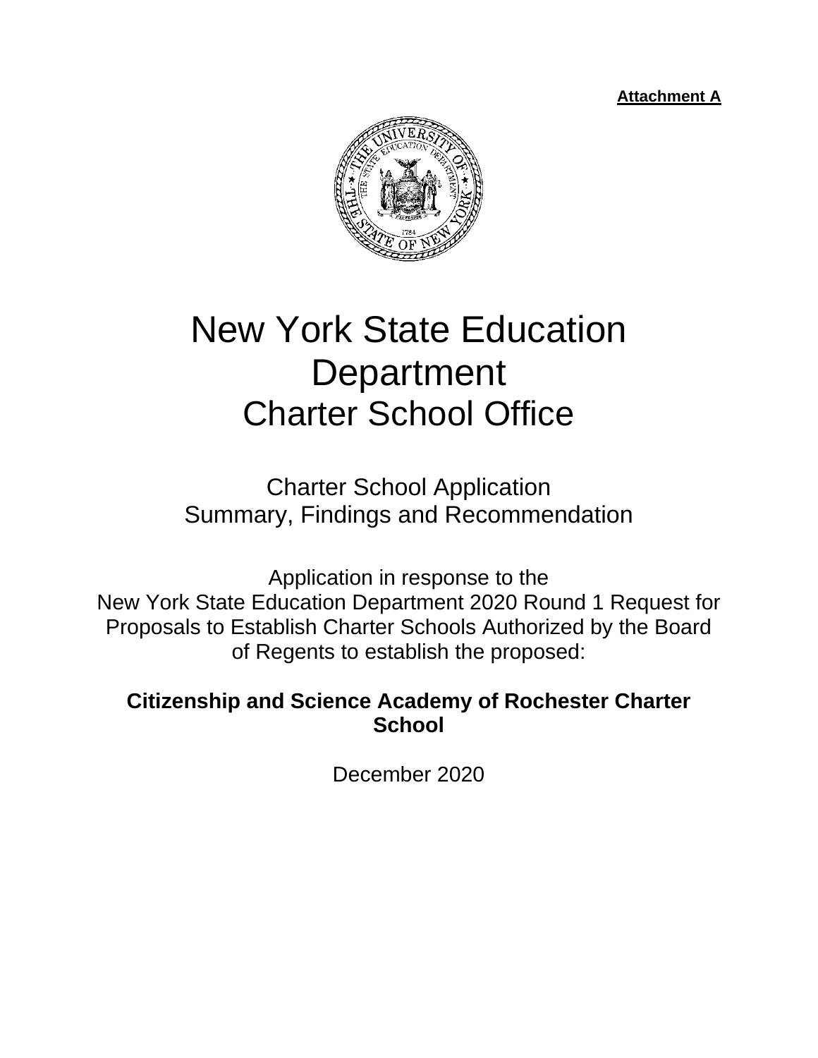**Attachment A**

# New York State Education Department Charter School Office

Charter School Application
Summary, Findings and Recommendation

Application in response to the
New York State Education Department 2020 Round 1 Request for Proposals to Establish Charter Schools Authorized by the Board of Regents to establish the proposed:

**Citizenship and Science Academy of Rochester Charter School**

December 2020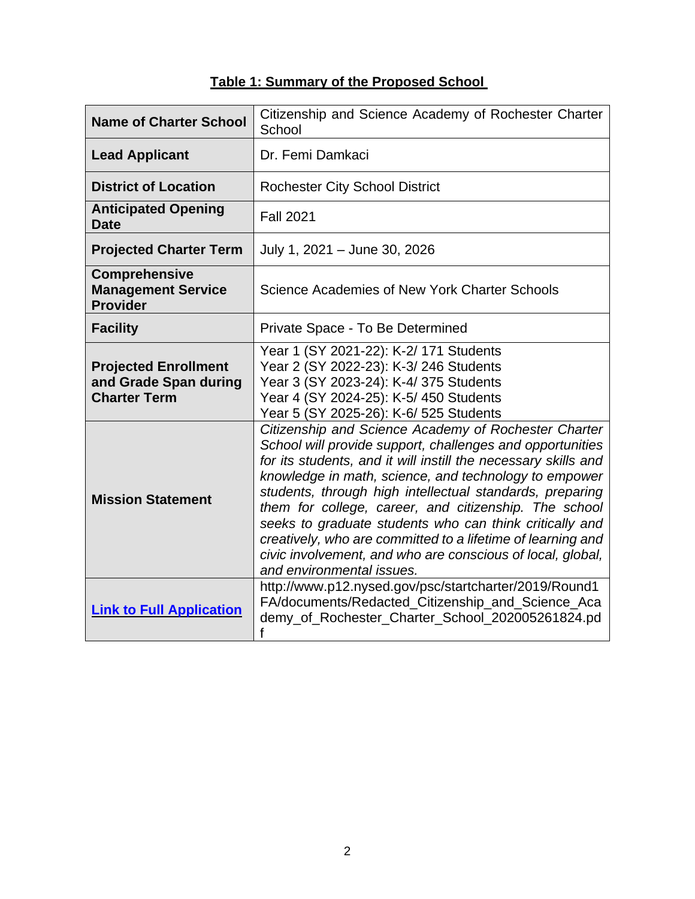**Table 1: Summary of the Proposed School**

| | |
|---|---|
| **Name of Charter School** | Citizenship and Science Academy of Rochester Charter School |
| **Lead Applicant** | Dr. Femi Damkaci |
| **District of Location** | Rochester City School District |
| **Anticipated Opening Date** | Fall 2021 |
| **Projected Charter Term** | July 1, 2021 – June 30, 2026 |
| **Comprehensive Management Service Provider** | Science Academies of New York Charter Schools |
| **Facility** | Private Space - To Be Determined |
| **Projected Enrollment and Grade Span during Charter Term** | Year 1 (SY 2021-22): K-2/ 171 Students<br>Year 2 (SY 2022-23): K-3/ 246 Students<br>Year 3 (SY 2023-24): K-4/ 375 Students<br>Year 4 (SY 2024-25): K-5/ 450 Students<br>Year 5 (SY 2025-26): K-6/ 525 Students |
| **Mission Statement** | *Citizenship and Science Academy of Rochester Charter School will provide support, challenges and opportunities for its students, and it will instill the necessary skills and knowledge in math, science, and technology to empower students, through high intellectual standards, preparing them for college, career, and citizenship. The school seeks to graduate students who can think critically and creatively, who are committed to a lifetime of learning and civic involvement, and who are conscious of local, global, and environmental issues.* |
| **Link to Full Application** | http://www.p12.nysed.gov/psc/startcharter/2019/Round1FA/documents/Redacted_Citizenship_and_Science_Academy_of_Rochester_Charter_School_202005261824.pdf |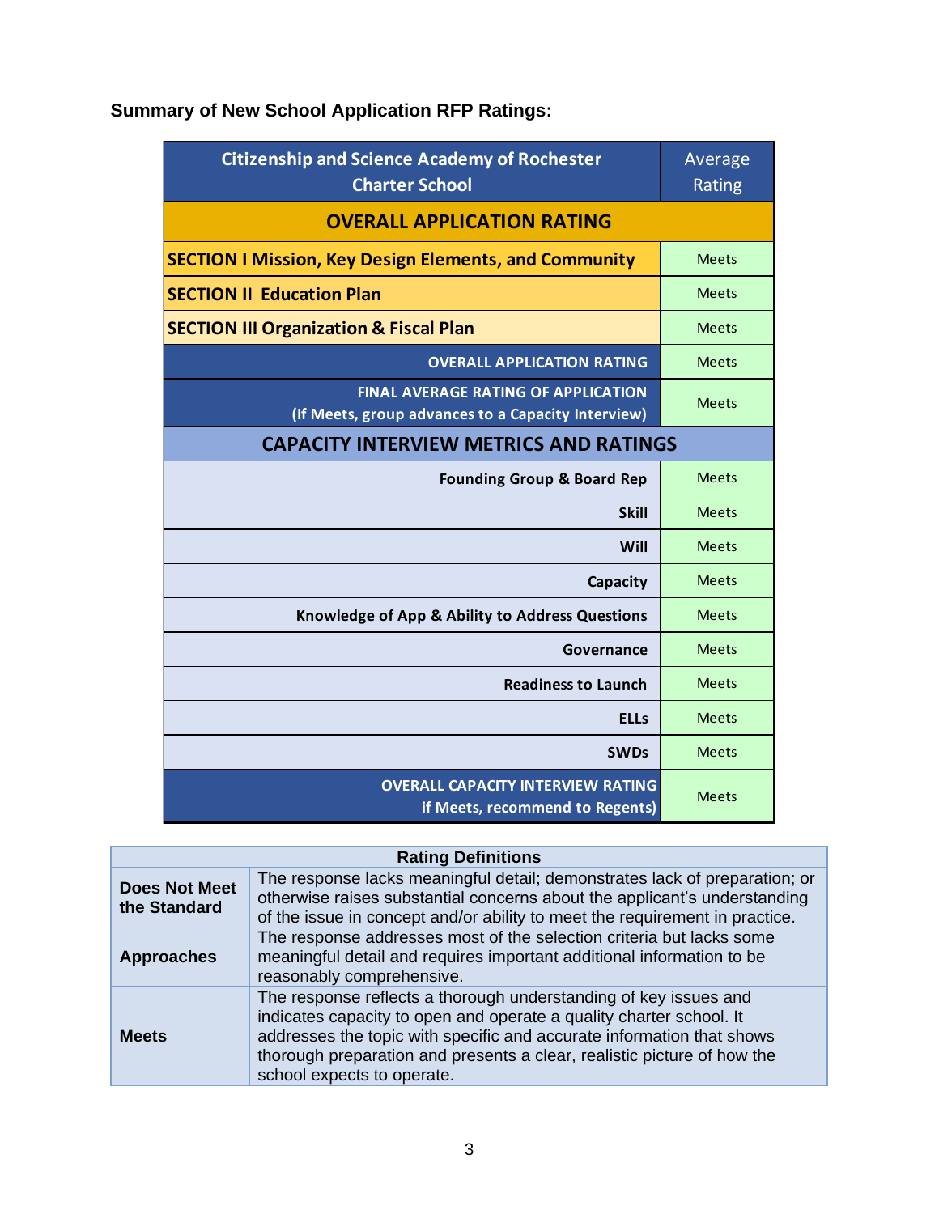**Summary of New School Application RFP Ratings:**

| Citizenship and Science Academy of Rochester Charter School | Average Rating |
|---|---|
| **OVERALL APPLICATION RATING** | |
| **SECTION I Mission, Key Design Elements, and Community** | Meets |
| **SECTION II Education Plan** | Meets |
| **SECTION III Organization & Fiscal Plan** | Meets |
| **OVERALL APPLICATION RATING** | Meets |
| **FINAL AVERAGE RATING OF APPLICATION (If Meets, group advances to a Capacity Interview)** | Meets |
| **CAPACITY INTERVIEW METRICS AND RATINGS** | |
| **Founding Group & Board Rep** | Meets |
| **Skill** | Meets |
| **Will** | Meets |
| **Capacity** | Meets |
| **Knowledge of App & Ability to Address Questions** | Meets |
| **Governance** | Meets |
| **Readiness to Launch** | Meets |
| **ELLs** | Meets |
| **SWDs** | Meets |
| **OVERALL CAPACITY INTERVIEW RATING if Meets, recommend to Regents)** | Meets |

| Rating Definitions | |
|---|---|
| **Does Not Meet the Standard** | The response lacks meaningful detail; demonstrates lack of preparation; or otherwise raises substantial concerns about the applicant's understanding of the issue in concept and/or ability to meet the requirement in practice. |
| **Approaches** | The response addresses most of the selection criteria but lacks some meaningful detail and requires important additional information to be reasonably comprehensive. |
| **Meets** | The response reflects a thorough understanding of key issues and indicates capacity to open and operate a quality charter school. It addresses the topic with specific and accurate information that shows thorough preparation and presents a clear, realistic picture of how the school expects to operate. |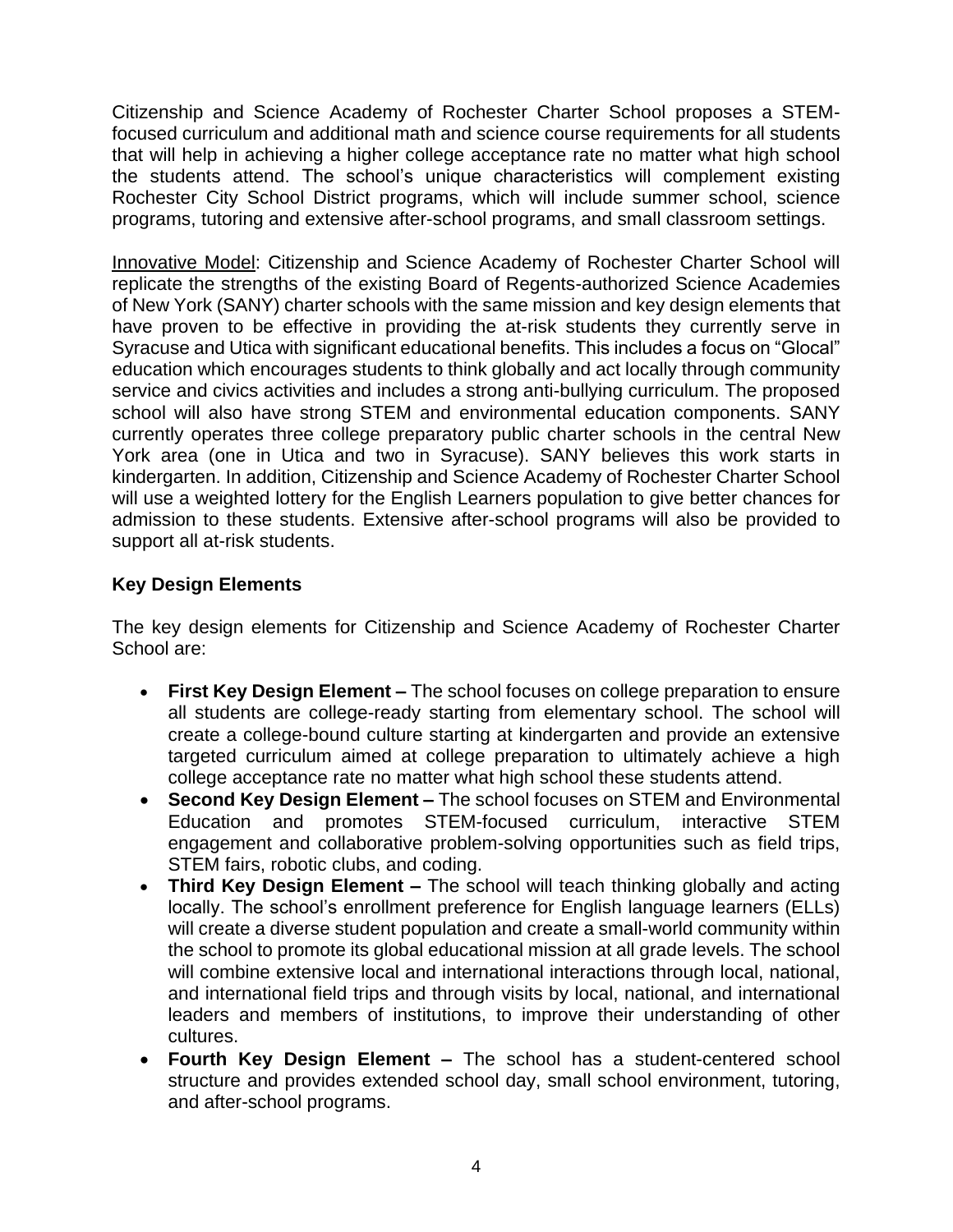Citizenship and Science Academy of Rochester Charter School proposes a STEM-focused curriculum and additional math and science course requirements for all students that will help in achieving a higher college acceptance rate no matter what high school the students attend. The school's unique characteristics will complement existing Rochester City School District programs, which will include summer school, science programs, tutoring and extensive after-school programs, and small classroom settings.

Innovative Model: Citizenship and Science Academy of Rochester Charter School will replicate the strengths of the existing Board of Regents-authorized Science Academies of New York (SANY) charter schools with the same mission and key design elements that have proven to be effective in providing the at-risk students they currently serve in Syracuse and Utica with significant educational benefits. This includes a focus on "Glocal" education which encourages students to think globally and act locally through community service and civics activities and includes a strong anti-bullying curriculum. The proposed school will also have strong STEM and environmental education components. SANY currently operates three college preparatory public charter schools in the central New York area (one in Utica and two in Syracuse). SANY believes this work starts in kindergarten. In addition, Citizenship and Science Academy of Rochester Charter School will use a weighted lottery for the English Learners population to give better chances for admission to these students. Extensive after-school programs will also be provided to support all at-risk students.

**Key Design Elements**

The key design elements for Citizenship and Science Academy of Rochester Charter School are:

- **First Key Design Element –** The school focuses on college preparation to ensure all students are college-ready starting from elementary school. The school will create a college-bound culture starting at kindergarten and provide an extensive targeted curriculum aimed at college preparation to ultimately achieve a high college acceptance rate no matter what high school these students attend.
- **Second Key Design Element –** The school focuses on STEM and Environmental Education and promotes STEM-focused curriculum, interactive STEM engagement and collaborative problem-solving opportunities such as field trips, STEM fairs, robotic clubs, and coding.
- **Third Key Design Element –** The school will teach thinking globally and acting locally. The school's enrollment preference for English language learners (ELLs) will create a diverse student population and create a small-world community within the school to promote its global educational mission at all grade levels. The school will combine extensive local and international interactions through local, national, and international field trips and through visits by local, national, and international leaders and members of institutions, to improve their understanding of other cultures.
- **Fourth Key Design Element –** The school has a student-centered school structure and provides extended school day, small school environment, tutoring, and after-school programs.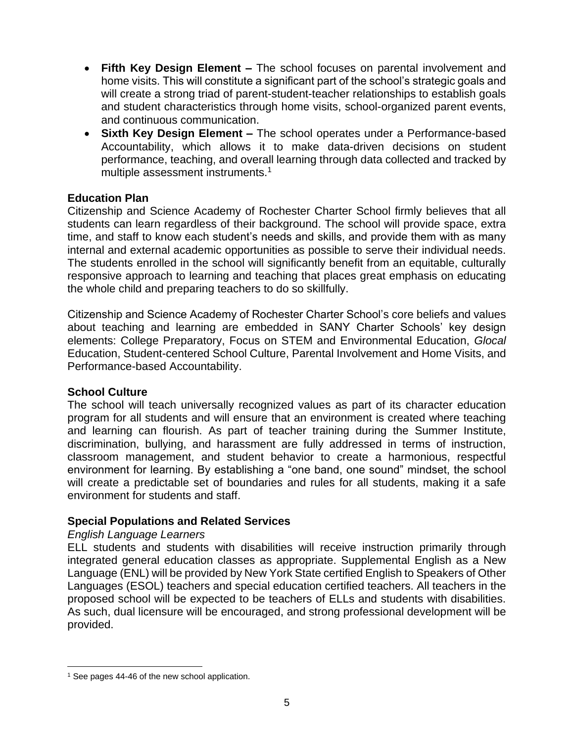- **Fifth Key Design Element –** The school focuses on parental involvement and home visits. This will constitute a significant part of the school's strategic goals and will create a strong triad of parent-student-teacher relationships to establish goals and student characteristics through home visits, school-organized parent events, and continuous communication.
- **Sixth Key Design Element –** The school operates under a Performance-based Accountability, which allows it to make data-driven decisions on student performance, teaching, and overall learning through data collected and tracked by multiple assessment instruments.[1]

### Education Plan

Citizenship and Science Academy of Rochester Charter School firmly believes that all students can learn regardless of their background. The school will provide space, extra time, and staff to know each student's needs and skills, and provide them with as many internal and external academic opportunities as possible to serve their individual needs. The students enrolled in the school will significantly benefit from an equitable, culturally responsive approach to learning and teaching that places great emphasis on educating the whole child and preparing teachers to do so skillfully.

Citizenship and Science Academy of Rochester Charter School's core beliefs and values about teaching and learning are embedded in SANY Charter Schools' key design elements: College Preparatory, Focus on STEM and Environmental Education, *Glocal* Education, Student-centered School Culture, Parental Involvement and Home Visits, and Performance-based Accountability.

### School Culture

The school will teach universally recognized values as part of its character education program for all students and will ensure that an environment is created where teaching and learning can flourish. As part of teacher training during the Summer Institute, discrimination, bullying, and harassment are fully addressed in terms of instruction, classroom management, and student behavior to create a harmonious, respectful environment for learning. By establishing a "one band, one sound" mindset, the school will create a predictable set of boundaries and rules for all students, making it a safe environment for students and staff.

### Special Populations and Related Services

*English Language Learners*

ELL students and students with disabilities will receive instruction primarily through integrated general education classes as appropriate. Supplemental English as a New Language (ENL) will be provided by New York State certified English to Speakers of Other Languages (ESOL) teachers and special education certified teachers. All teachers in the proposed school will be expected to be teachers of ELLs and students with disabilities. As such, dual licensure will be encouraged, and strong professional development will be provided.

---

[1] See pages 44-46 of the new school application.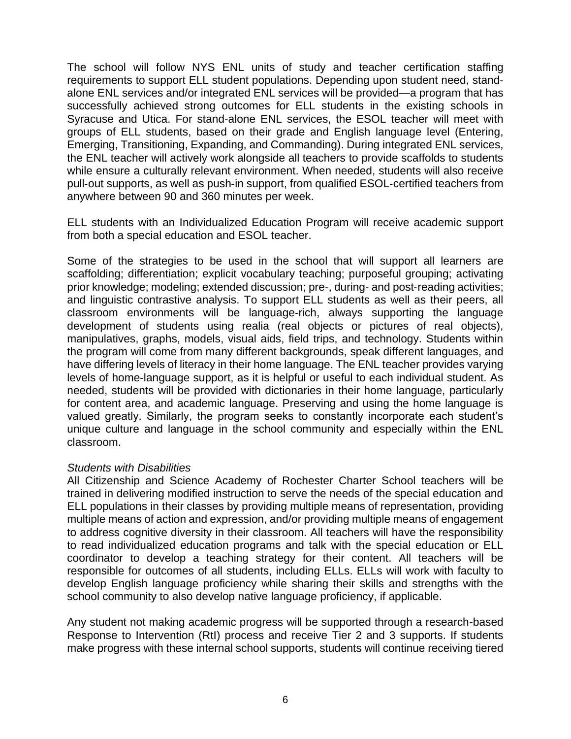The school will follow NYS ENL units of study and teacher certification staffing requirements to support ELL student populations. Depending upon student need, stand-alone ENL services and/or integrated ENL services will be provided—a program that has successfully achieved strong outcomes for ELL students in the existing schools in Syracuse and Utica. For stand-alone ENL services, the ESOL teacher will meet with groups of ELL students, based on their grade and English language level (Entering, Emerging, Transitioning, Expanding, and Commanding). During integrated ENL services, the ENL teacher will actively work alongside all teachers to provide scaffolds to students while ensure a culturally relevant environment. When needed, students will also receive pull-out supports, as well as push-in support, from qualified ESOL-certified teachers from anywhere between 90 and 360 minutes per week.

ELL students with an Individualized Education Program will receive academic support from both a special education and ESOL teacher.

Some of the strategies to be used in the school that will support all learners are scaffolding; differentiation; explicit vocabulary teaching; purposeful grouping; activating prior knowledge; modeling; extended discussion; pre-, during- and post-reading activities; and linguistic contrastive analysis. To support ELL students as well as their peers, all classroom environments will be language-rich, always supporting the language development of students using realia (real objects or pictures of real objects), manipulatives, graphs, models, visual aids, field trips, and technology. Students within the program will come from many different backgrounds, speak different languages, and have differing levels of literacy in their home language. The ENL teacher provides varying levels of home-language support, as it is helpful or useful to each individual student. As needed, students will be provided with dictionaries in their home language, particularly for content area, and academic language. Preserving and using the home language is valued greatly. Similarly, the program seeks to constantly incorporate each student's unique culture and language in the school community and especially within the ENL classroom.

*Students with Disabilities*

All Citizenship and Science Academy of Rochester Charter School teachers will be trained in delivering modified instruction to serve the needs of the special education and ELL populations in their classes by providing multiple means of representation, providing multiple means of action and expression, and/or providing multiple means of engagement to address cognitive diversity in their classroom. All teachers will have the responsibility to read individualized education programs and talk with the special education or ELL coordinator to develop a teaching strategy for their content. All teachers will be responsible for outcomes of all students, including ELLs. ELLs will work with faculty to develop English language proficiency while sharing their skills and strengths with the school community to also develop native language proficiency, if applicable.

Any student not making academic progress will be supported through a research-based Response to Intervention (RtI) process and receive Tier 2 and 3 supports. If students make progress with these internal school supports, students will continue receiving tiered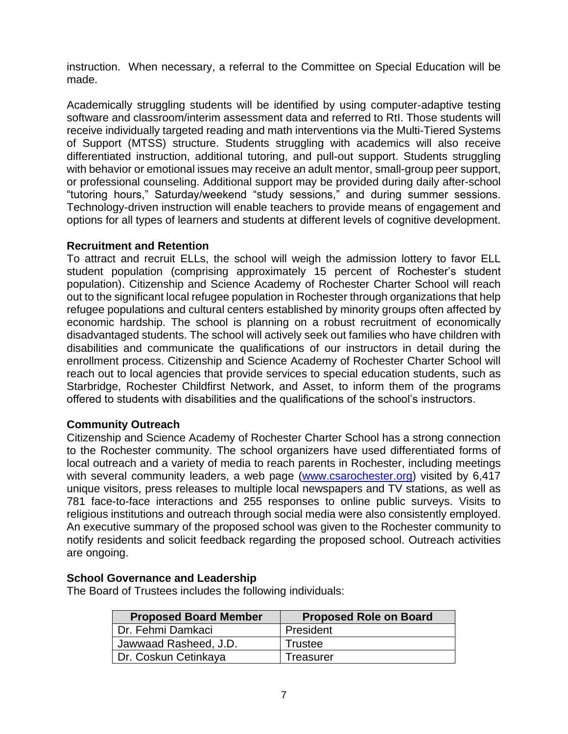instruction. When necessary, a referral to the Committee on Special Education will be made.

Academically struggling students will be identified by using computer-adaptive testing software and classroom/interim assessment data and referred to RtI. Those students will receive individually targeted reading and math interventions via the Multi-Tiered Systems of Support (MTSS) structure. Students struggling with academics will also receive differentiated instruction, additional tutoring, and pull-out support. Students struggling with behavior or emotional issues may receive an adult mentor, small-group peer support, or professional counseling. Additional support may be provided during daily after-school "tutoring hours," Saturday/weekend "study sessions," and during summer sessions. Technology-driven instruction will enable teachers to provide means of engagement and options for all types of learners and students at different levels of cognitive development.

**Recruitment and Retention**

To attract and recruit ELLs, the school will weigh the admission lottery to favor ELL student population (comprising approximately 15 percent of Rochester's student population). Citizenship and Science Academy of Rochester Charter School will reach out to the significant local refugee population in Rochester through organizations that help refugee populations and cultural centers established by minority groups often affected by economic hardship. The school is planning on a robust recruitment of economically disadvantaged students. The school will actively seek out families who have children with disabilities and communicate the qualifications of our instructors in detail during the enrollment process. Citizenship and Science Academy of Rochester Charter School will reach out to local agencies that provide services to special education students, such as Starbridge, Rochester Childfirst Network, and Asset, to inform them of the programs offered to students with disabilities and the qualifications of the school's instructors.

**Community Outreach**

Citizenship and Science Academy of Rochester Charter School has a strong connection to the Rochester community. The school organizers have used differentiated forms of local outreach and a variety of media to reach parents in Rochester, including meetings with several community leaders, a web page (www.csarochester.org) visited by 6,417 unique visitors, press releases to multiple local newspapers and TV stations, as well as 781 face-to-face interactions and 255 responses to online public surveys. Visits to religious institutions and outreach through social media were also consistently employed. An executive summary of the proposed school was given to the Rochester community to notify residents and solicit feedback regarding the proposed school. Outreach activities are ongoing.

**School Governance and Leadership**

The Board of Trustees includes the following individuals:

| Proposed Board Member | Proposed Role on Board |
| --- | --- |
| Dr. Fehmi Damkaci | President |
| Jawwaad Rasheed, J.D. | Trustee |
| Dr. Coskun Cetinkaya | Treasurer |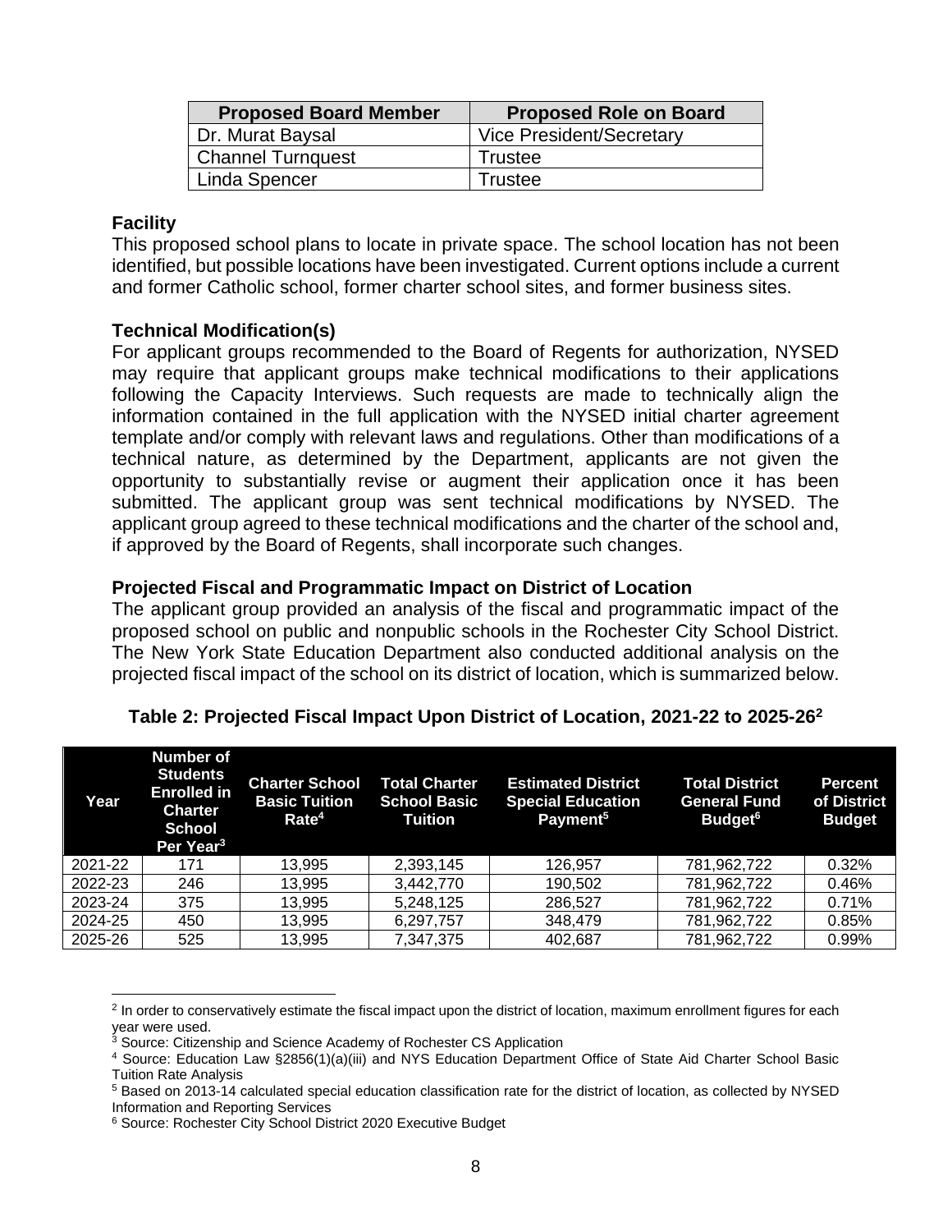| Proposed Board Member | Proposed Role on Board |
| --- | --- |
| Dr. Murat Baysal | Vice President/Secretary |
| Channel Turnquest | Trustee |
| Linda Spencer | Trustee |

### Facility

This proposed school plans to locate in private space. The school location has not been identified, but possible locations have been investigated. Current options include a current and former Catholic school, former charter school sites, and former business sites.

### Technical Modification(s)

For applicant groups recommended to the Board of Regents for authorization, NYSED may require that applicant groups make technical modifications to their applications following the Capacity Interviews. Such requests are made to technically align the information contained in the full application with the NYSED initial charter agreement template and/or comply with relevant laws and regulations. Other than modifications of a technical nature, as determined by the Department, applicants are not given the opportunity to substantially revise or augment their application once it has been submitted. The applicant group was sent technical modifications by NYSED. The applicant group agreed to these technical modifications and the charter of the school and, if approved by the Board of Regents, shall incorporate such changes.

### Projected Fiscal and Programmatic Impact on District of Location

The applicant group provided an analysis of the fiscal and programmatic impact of the proposed school on public and nonpublic schools in the Rochester City School District. The New York State Education Department also conducted additional analysis on the projected fiscal impact of the school on its district of location, which is summarized below.

**Table 2: Projected Fiscal Impact Upon District of Location, 2021-22 to 2025-26[2]**

| Year | Number of Students Enrolled in Charter School Per Year[3] | Charter School Basic Tuition Rate[4] | Total Charter School Basic Tuition | Estimated District Special Education Payment[5] | Total District General Fund Budget[6] | Percent of District Budget |
| --- | --- | --- | --- | --- | --- | --- |
| 2021-22 | 171 | 13,995 | 2,393,145 | 126,957 | 781,962,722 | 0.32% |
| 2022-23 | 246 | 13,995 | 3,442,770 | 190,502 | 781,962,722 | 0.46% |
| 2023-24 | 375 | 13,995 | 5,248,125 | 286,527 | 781,962,722 | 0.71% |
| 2024-25 | 450 | 13,995 | 6,297,757 | 348,479 | 781,962,722 | 0.85% |
| 2025-26 | 525 | 13,995 | 7,347,375 | 402,687 | 781,962,722 | 0.99% |

[2] In order to conservatively estimate the fiscal impact upon the district of location, maximum enrollment figures for each year were used.

[3] Source: Citizenship and Science Academy of Rochester CS Application

[4] Source: Education Law §2856(1)(a)(iii) and NYS Education Department Office of State Aid Charter School Basic Tuition Rate Analysis

[5] Based on 2013-14 calculated special education classification rate for the district of location, as collected by NYSED Information and Reporting Services

[6] Source: Rochester City School District 2020 Executive Budget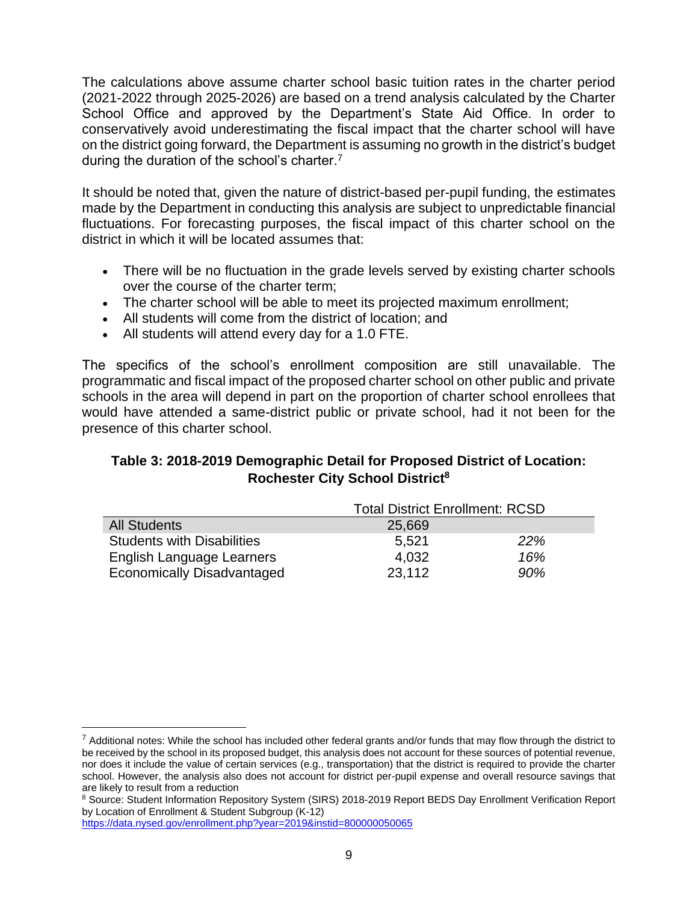The calculations above assume charter school basic tuition rates in the charter period (2021-2022 through 2025-2026) are based on a trend analysis calculated by the Charter School Office and approved by the Department's State Aid Office. In order to conservatively avoid underestimating the fiscal impact that the charter school will have on the district going forward, the Department is assuming no growth in the district's budget during the duration of the school's charter.[7]

It should be noted that, given the nature of district-based per-pupil funding, the estimates made by the Department in conducting this analysis are subject to unpredictable financial fluctuations. For forecasting purposes, the fiscal impact of this charter school on the district in which it will be located assumes that:

- There will be no fluctuation in the grade levels served by existing charter schools over the course of the charter term;
- The charter school will be able to meet its projected maximum enrollment;
- All students will come from the district of location; and
- All students will attend every day for a 1.0 FTE.

The specifics of the school's enrollment composition are still unavailable. The programmatic and fiscal impact of the proposed charter school on other public and private schools in the area will depend in part on the proportion of charter school enrollees that would have attended a same-district public or private school, had it not been for the presence of this charter school.

**Table 3: 2018-2019 Demographic Detail for Proposed District of Location: Rochester City School District[8]**

| | Total District Enrollment: RCSD | |
|---|---|---|
| All Students | 25,669 | |
| Students with Disabilities | 5,521 | *22%* |
| English Language Learners | 4,032 | *16%* |
| Economically Disadvantaged | 23,112 | *90%* |

[7] Additional notes: While the school has included other federal grants and/or funds that may flow through the district to be received by the school in its proposed budget, this analysis does not account for these sources of potential revenue, nor does it include the value of certain services (e.g., transportation) that the district is required to provide the charter school. However, the analysis also does not account for district per-pupil expense and overall resource savings that are likely to result from a reduction

[8] Source: Student Information Repository System (SIRS) 2018-2019 Report BEDS Day Enrollment Verification Report by Location of Enrollment & Student Subgroup (K-12) https://data.nysed.gov/enrollment.php?year=2019&instid=800000050065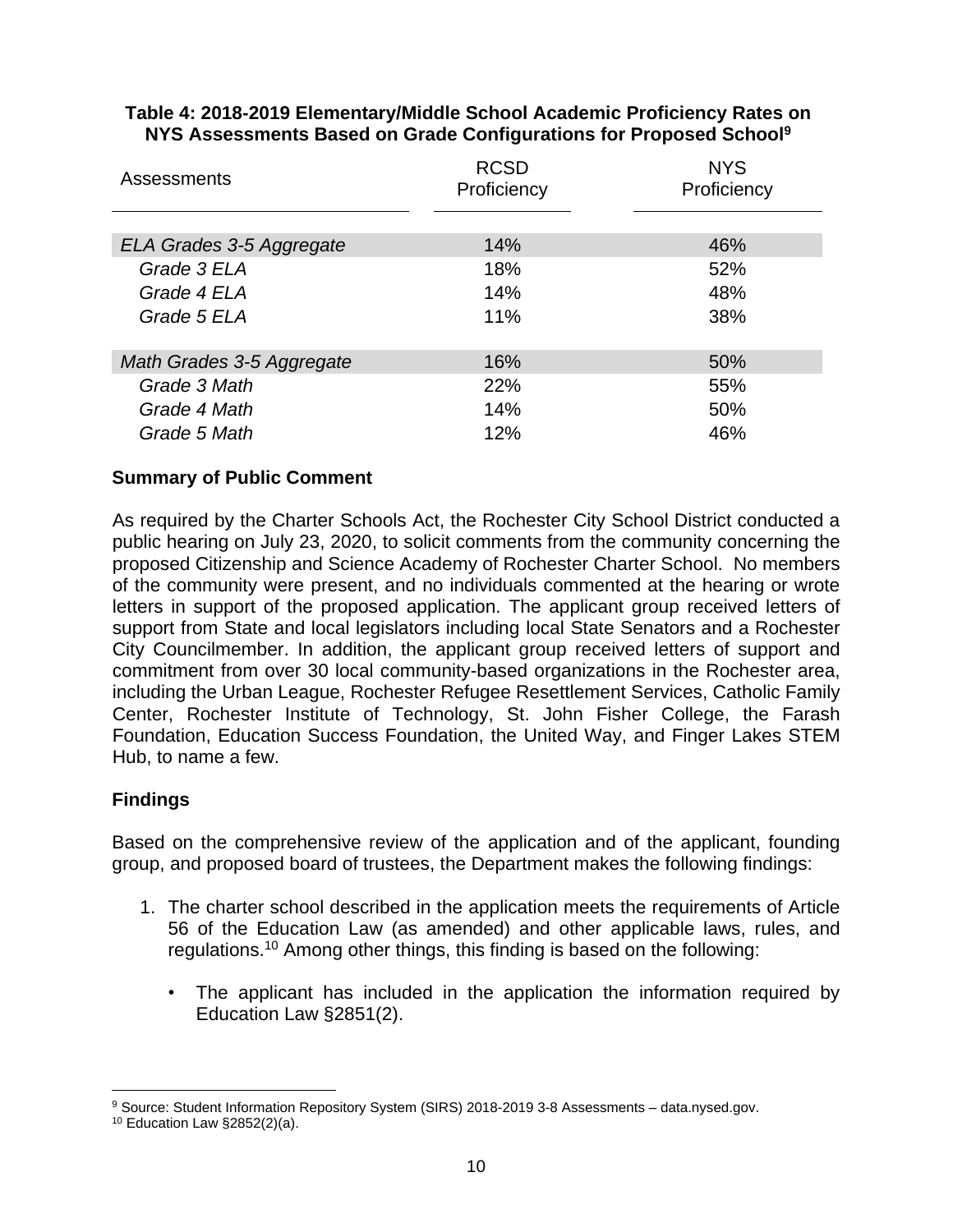**Table 4: 2018-2019 Elementary/Middle School Academic Proficiency Rates on NYS Assessments Based on Grade Configurations for Proposed School[9]**

| Assessments | RCSD Proficiency | NYS Proficiency |
|---|---|---|
| *ELA Grades 3-5 Aggregate* | 14% | 46% |
| *Grade 3 ELA* | 18% | 52% |
| *Grade 4 ELA* | 14% | 48% |
| *Grade 5 ELA* | 11% | 38% |
| *Math Grades 3-5 Aggregate* | 16% | 50% |
| *Grade 3 Math* | 22% | 55% |
| *Grade 4 Math* | 14% | 50% |
| *Grade 5 Math* | 12% | 46% |

**Summary of Public Comment**

As required by the Charter Schools Act, the Rochester City School District conducted a public hearing on July 23, 2020, to solicit comments from the community concerning the proposed Citizenship and Science Academy of Rochester Charter School. No members of the community were present, and no individuals commented at the hearing or wrote letters in support of the proposed application. The applicant group received letters of support from State and local legislators including local State Senators and a Rochester City Councilmember. In addition, the applicant group received letters of support and commitment from over 30 local community-based organizations in the Rochester area, including the Urban League, Rochester Refugee Resettlement Services, Catholic Family Center, Rochester Institute of Technology, St. John Fisher College, the Farash Foundation, Education Success Foundation, the United Way, and Finger Lakes STEM Hub, to name a few.

**Findings**

Based on the comprehensive review of the application and of the applicant, founding group, and proposed board of trustees, the Department makes the following findings:

1. The charter school described in the application meets the requirements of Article 56 of the Education Law (as amended) and other applicable laws, rules, and regulations.[10] Among other things, this finding is based on the following:

   - The applicant has included in the application the information required by Education Law §2851(2).

[9] Source: Student Information Repository System (SIRS) 2018-2019 3-8 Assessments – data.nysed.gov.

[10] Education Law §2852(2)(a).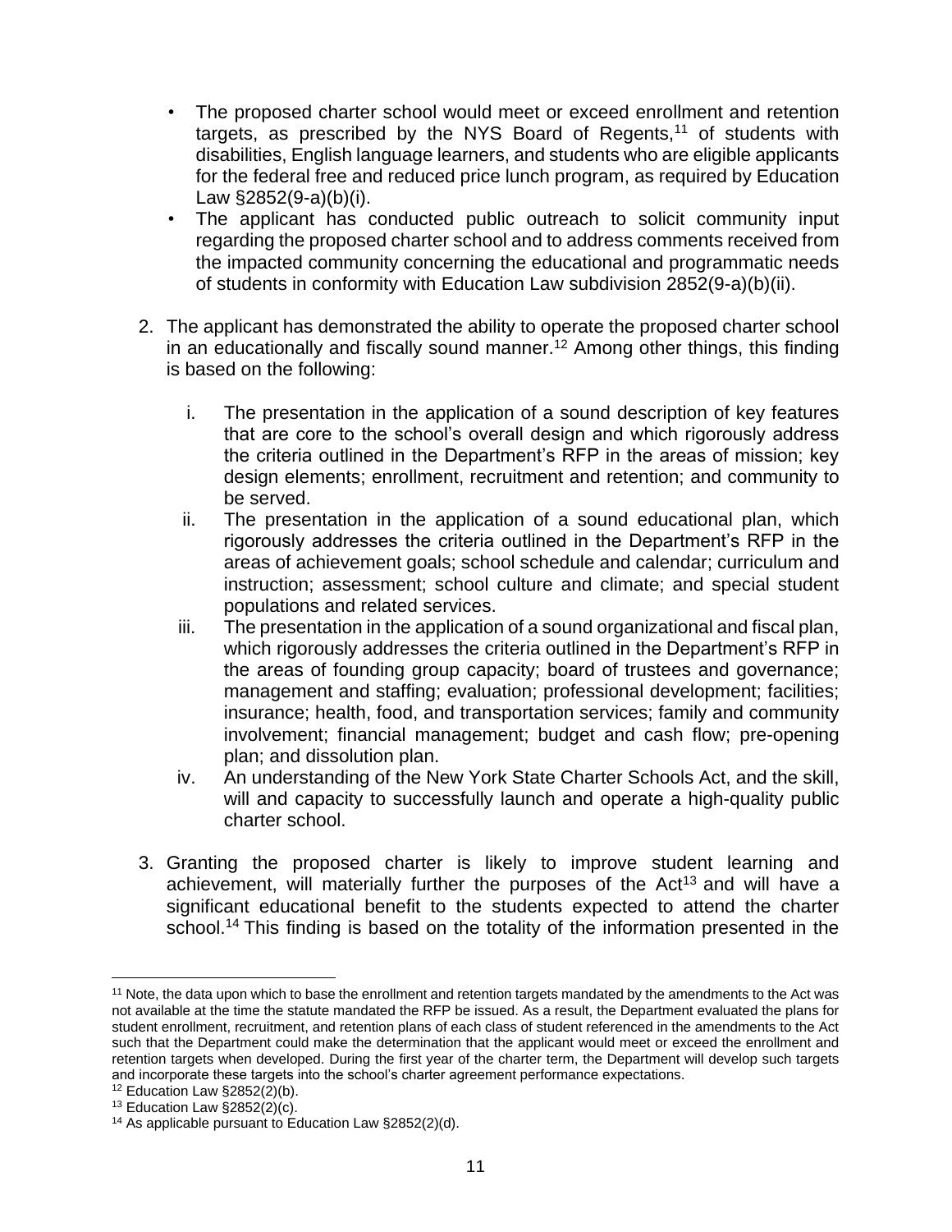- The proposed charter school would meet or exceed enrollment and retention targets, as prescribed by the NYS Board of Regents,[11] of students with disabilities, English language learners, and students who are eligible applicants for the federal free and reduced price lunch program, as required by Education Law §2852(9-a)(b)(i).
- The applicant has conducted public outreach to solicit community input regarding the proposed charter school and to address comments received from the impacted community concerning the educational and programmatic needs of students in conformity with Education Law subdivision 2852(9-a)(b)(ii).

2. The applicant has demonstrated the ability to operate the proposed charter school in an educationally and fiscally sound manner.[12] Among other things, this finding is based on the following:

   i. The presentation in the application of a sound description of key features that are core to the school's overall design and which rigorously address the criteria outlined in the Department's RFP in the areas of mission; key design elements; enrollment, recruitment and retention; and community to be served.
   
   ii. The presentation in the application of a sound educational plan, which rigorously addresses the criteria outlined in the Department's RFP in the areas of achievement goals; school schedule and calendar; curriculum and instruction; assessment; school culture and climate; and special student populations and related services.
   
   iii. The presentation in the application of a sound organizational and fiscal plan, which rigorously addresses the criteria outlined in the Department's RFP in the areas of founding group capacity; board of trustees and governance; management and staffing; evaluation; professional development; facilities; insurance; health, food, and transportation services; family and community involvement; financial management; budget and cash flow; pre-opening plan; and dissolution plan.
   
   iv. An understanding of the New York State Charter Schools Act, and the skill, will and capacity to successfully launch and operate a high-quality public charter school.

3. Granting the proposed charter is likely to improve student learning and achievement, will materially further the purposes of the Act[13] and will have a significant educational benefit to the students expected to attend the charter school.[14] This finding is based on the totality of the information presented in the

---

[11] Note, the data upon which to base the enrollment and retention targets mandated by the amendments to the Act was not available at the time the statute mandated the RFP be issued. As a result, the Department evaluated the plans for student enrollment, recruitment, and retention plans of each class of student referenced in the amendments to the Act such that the Department could make the determination that the applicant would meet or exceed the enrollment and retention targets when developed. During the first year of the charter term, the Department will develop such targets and incorporate these targets into the school's charter agreement performance expectations.

[12] Education Law §2852(2)(b).

[13] Education Law §2852(2)(c).

[14] As applicable pursuant to Education Law §2852(2)(d).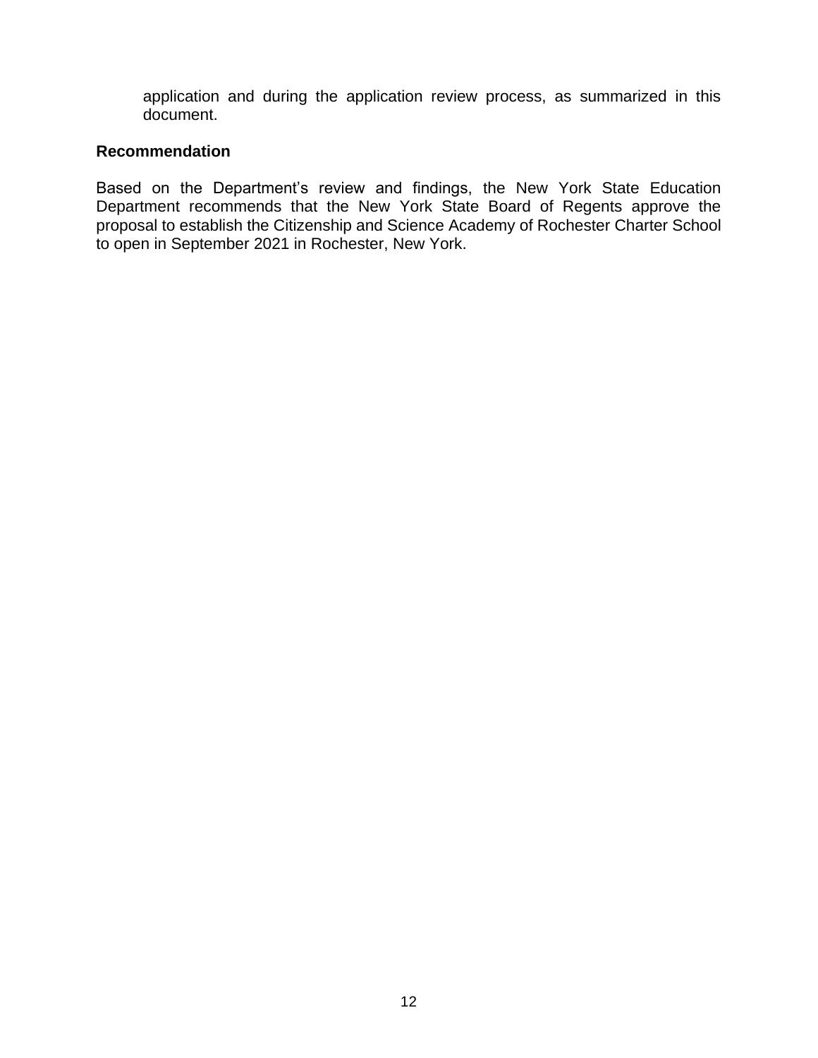application and during the application review process, as summarized in this document.

**Recommendation**

Based on the Department's review and findings, the New York State Education Department recommends that the New York State Board of Regents approve the proposal to establish the Citizenship and Science Academy of Rochester Charter School to open in September 2021 in Rochester, New York.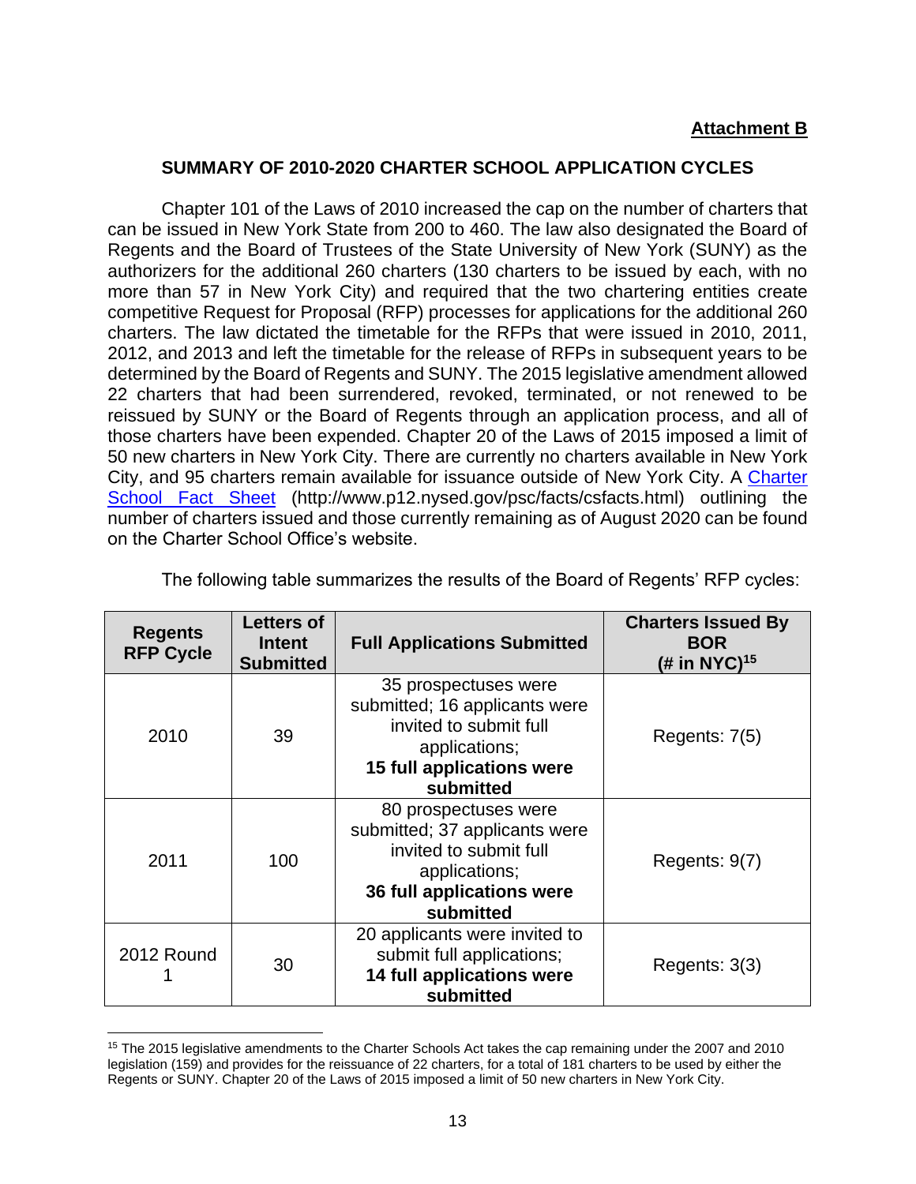**Attachment B**

## SUMMARY OF 2010-2020 CHARTER SCHOOL APPLICATION CYCLES

Chapter 101 of the Laws of 2010 increased the cap on the number of charters that can be issued in New York State from 200 to 460. The law also designated the Board of Regents and the Board of Trustees of the State University of New York (SUNY) as the authorizers for the additional 260 charters (130 charters to be issued by each, with no more than 57 in New York City) and required that the two chartering entities create competitive Request for Proposal (RFP) processes for applications for the additional 260 charters. The law dictated the timetable for the RFPs that were issued in 2010, 2011, 2012, and 2013 and left the timetable for the release of RFPs in subsequent years to be determined by the Board of Regents and SUNY. The 2015 legislative amendment allowed 22 charters that had been surrendered, revoked, terminated, or not renewed to be reissued by SUNY or the Board of Regents through an application process, and all of those charters have been expended. Chapter 20 of the Laws of 2015 imposed a limit of 50 new charters in New York City. There are currently no charters available in New York City, and 95 charters remain available for issuance outside of New York City. A [Charter School Fact Sheet](http://www.p12.nysed.gov/psc/facts/csfacts.html) (http://www.p12.nysed.gov/psc/facts/csfacts.html) outlining the number of charters issued and those currently remaining as of August 2020 can be found on the Charter School Office's website.

The following table summarizes the results of the Board of Regents' RFP cycles:

| Regents RFP Cycle | Letters of Intent Submitted | Full Applications Submitted | Charters Issued By BOR (# in NYC)[15] |
|---|---|---|---|
| 2010 | 39 | 35 prospectuses were submitted; 16 applicants were invited to submit full applications; **15 full applications were submitted** | Regents: 7(5) |
| 2011 | 100 | 80 prospectuses were submitted; 37 applicants were invited to submit full applications; **36 full applications were submitted** | Regents: 9(7) |
| 2012 Round 1 | 30 | 20 applicants were invited to submit full applications; **14 full applications were submitted** | Regents: 3(3) |

[15] The 2015 legislative amendments to the Charter Schools Act takes the cap remaining under the 2007 and 2010 legislation (159) and provides for the reissuance of 22 charters, for a total of 181 charters to be used by either the Regents or SUNY. Chapter 20 of the Laws of 2015 imposed a limit of 50 new charters in New York City.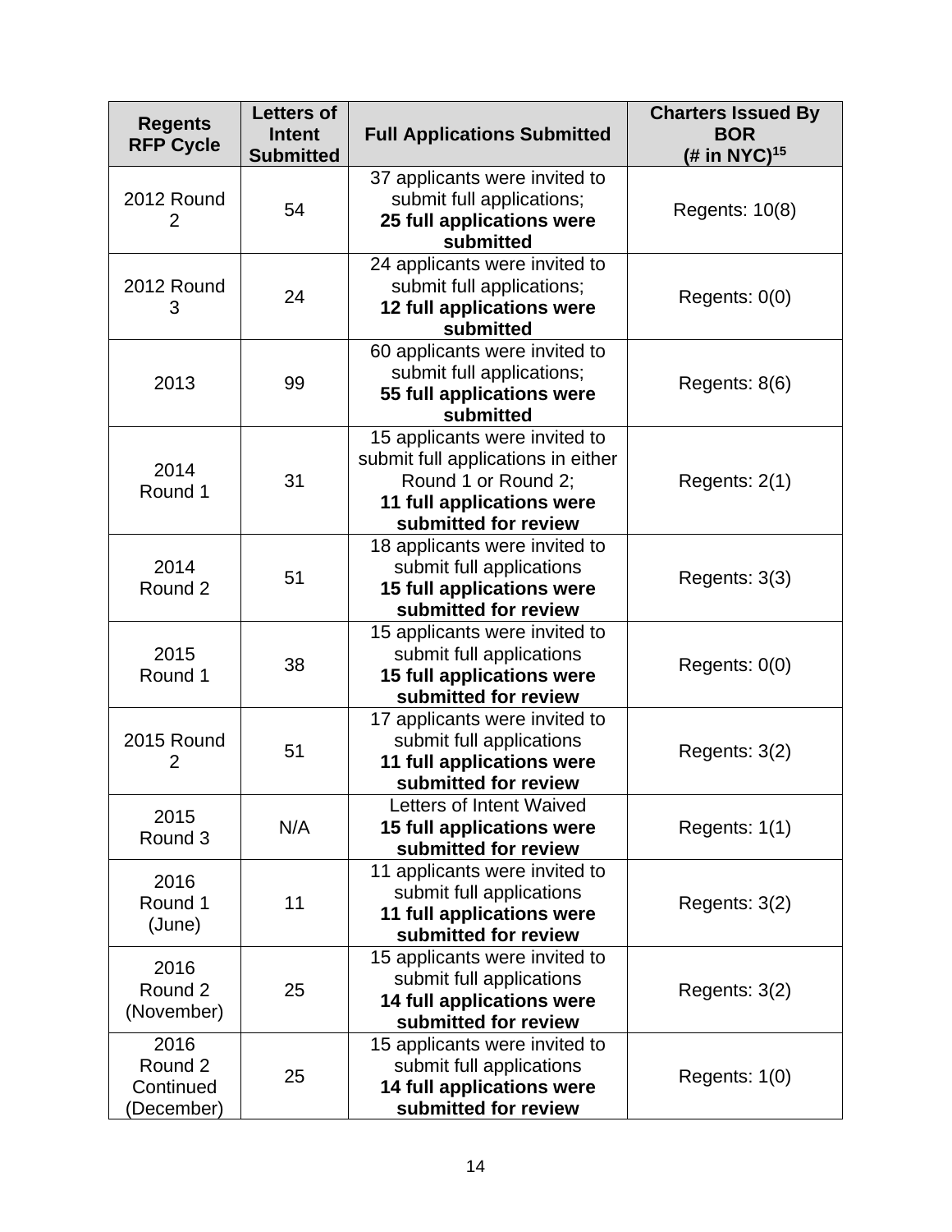| Regents RFP Cycle | Letters of Intent Submitted | Full Applications Submitted | Charters Issued By BOR (# in NYC)[15] |
|---|---|---|---|
| 2012 Round 2 | 54 | 37 applicants were invited to submit full applications; **25 full applications were submitted** | Regents: 10(8) |
| 2012 Round 3 | 24 | 24 applicants were invited to submit full applications; **12 full applications were submitted** | Regents: 0(0) |
| 2013 | 99 | 60 applicants were invited to submit full applications; **55 full applications were submitted** | Regents: 8(6) |
| 2014 Round 1 | 31 | 15 applicants were invited to submit full applications in either Round 1 or Round 2; **11 full applications were submitted for review** | Regents: 2(1) |
| 2014 Round 2 | 51 | 18 applicants were invited to submit full applications **15 full applications were submitted for review** | Regents: 3(3) |
| 2015 Round 1 | 38 | 15 applicants were invited to submit full applications **15 full applications were submitted for review** | Regents: 0(0) |
| 2015 Round 2 | 51 | 17 applicants were invited to submit full applications **11 full applications were submitted for review** | Regents: 3(2) |
| 2015 Round 3 | N/A | Letters of Intent Waived **15 full applications were submitted for review** | Regents: 1(1) |
| 2016 Round 1 (June) | 11 | 11 applicants were invited to submit full applications **11 full applications were submitted for review** | Regents: 3(2) |
| 2016 Round 2 (November) | 25 | 15 applicants were invited to submit full applications **14 full applications were submitted for review** | Regents: 3(2) |
| 2016 Round 2 Continued (December) | 25 | 15 applicants were invited to submit full applications **14 full applications were submitted for review** | Regents: 1(0) |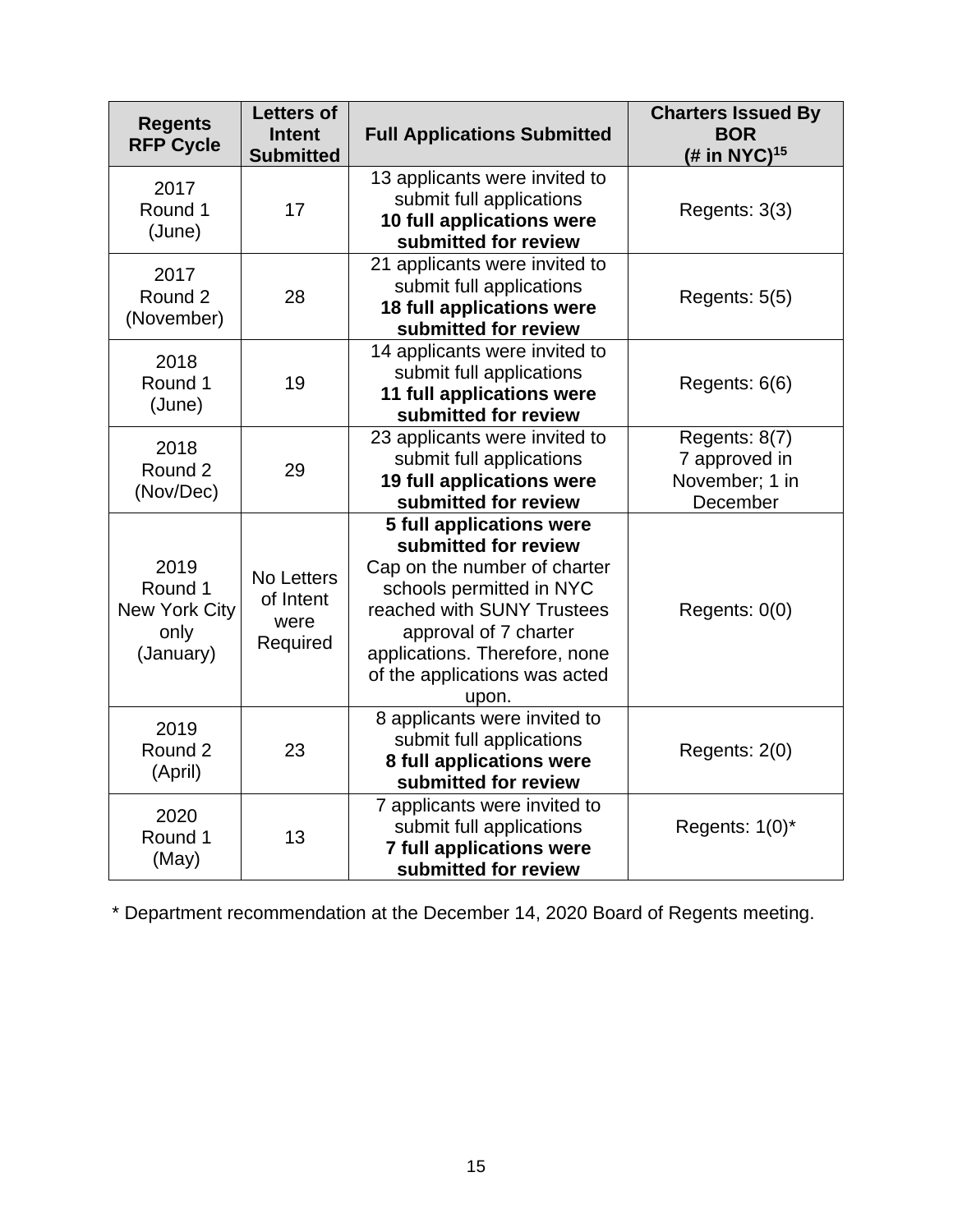| Regents RFP Cycle | Letters of Intent Submitted | Full Applications Submitted | Charters Issued By BOR (# in NYC)[15] |
|---|---|---|---|
| 2017 Round 1 (June) | 17 | 13 applicants were invited to submit full applications **10 full applications were submitted for review** | Regents: 3(3) |
| 2017 Round 2 (November) | 28 | 21 applicants were invited to submit full applications **18 full applications were submitted for review** | Regents: 5(5) |
| 2018 Round 1 (June) | 19 | 14 applicants were invited to submit full applications **11 full applications were submitted for review** | Regents: 6(6) |
| 2018 Round 2 (Nov/Dec) | 29 | 23 applicants were invited to submit full applications **19 full applications were submitted for review** | Regents: 8(7) 7 approved in November; 1 in December |
| 2019 Round 1 New York City only (January) | No Letters of Intent were Required | **5 full applications were submitted for review** Cap on the number of charter schools permitted in NYC reached with SUNY Trustees approval of 7 charter applications. Therefore, none of the applications was acted upon. | Regents: 0(0) |
| 2019 Round 2 (April) | 23 | 8 applicants were invited to submit full applications **8 full applications were submitted for review** | Regents: 2(0) |
| 2020 Round 1 (May) | 13 | 7 applicants were invited to submit full applications **7 full applications were submitted for review** | Regents: 1(0)* |

* Department recommendation at the December 14, 2020 Board of Regents meeting.